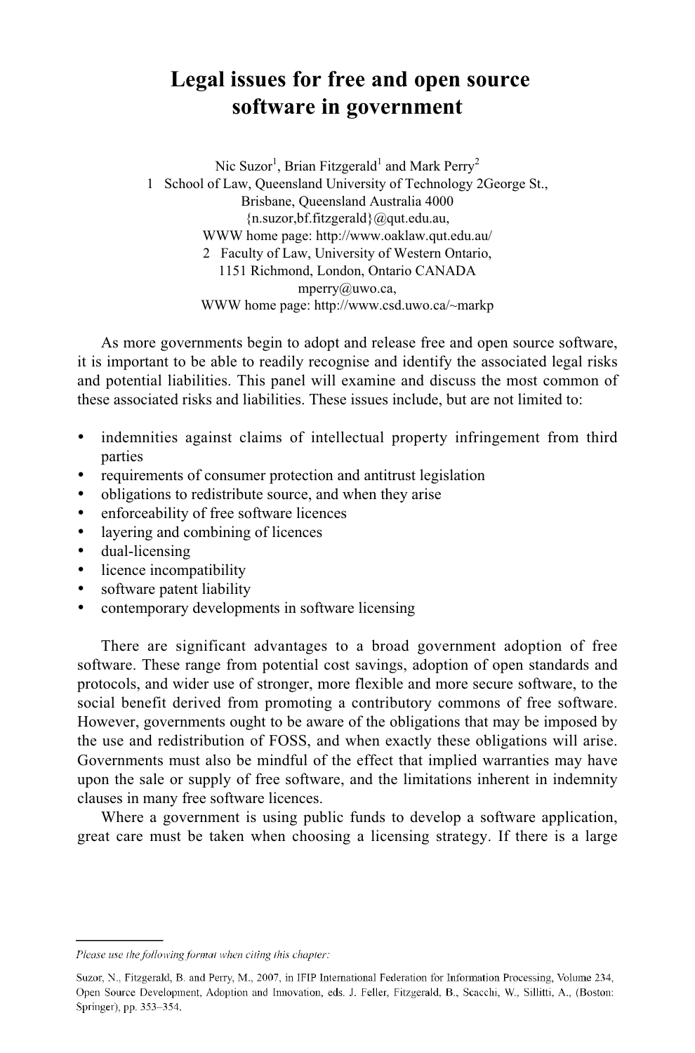# Legal issues for free and open source software in government

Nic Suzor[1], Brian Fitzgerald[1] and Mark Perry[2]

1 School of Law, Queensland University of Technology 2George St., Brisbane, Queensland Australia 4000
{n.suzor,bf.fitzgerald}@qut.edu.au,
WWW home page: http://www.oaklaw.qut.edu.au/

2 Faculty of Law, University of Western Ontario, 1151 Richmond, London, Ontario CANADA
mperry@uwo.ca,
WWW home page: http://www.csd.uwo.ca/~markp

As more governments begin to adopt and release free and open source software, it is important to be able to readily recognise and identify the associated legal risks and potential liabilities. This panel will examine and discuss the most common of these associated risks and liabilities. These issues include, but are not limited to:

- indemnities against claims of intellectual property infringement from third parties
- requirements of consumer protection and antitrust legislation
- obligations to redistribute source, and when they arise
- enforceability of free software licences
- layering and combining of licences
- dual-licensing
- licence incompatibility
- software patent liability
- contemporary developments in software licensing

There are significant advantages to a broad government adoption of free software. These range from potential cost savings, adoption of open standards and protocols, and wider use of stronger, more flexible and more secure software, to the social benefit derived from promoting a contributory commons of free software. However, governments ought to be aware of the obligations that may be imposed by the use and redistribution of FOSS, and when exactly these obligations will arise. Governments must also be mindful of the effect that implied warranties may have upon the sale or supply of free software, and the limitations inherent in indemnity clauses in many free software licences.

Where a government is using public funds to develop a software application, great care must be taken when choosing a licensing strategy. If there is a large

*Please use the following format when citing this chapter:*

Suzor, N., Fitzgerald, B. and Perry, M., 2007, in IFIP International Federation for Information Processing, Volume 234, Open Source Development, Adoption and Innovation, eds. J. Feller, Fitzgerald, B., Scacchi, W., Sillitti, A., (Boston: Springer), pp. 353–354.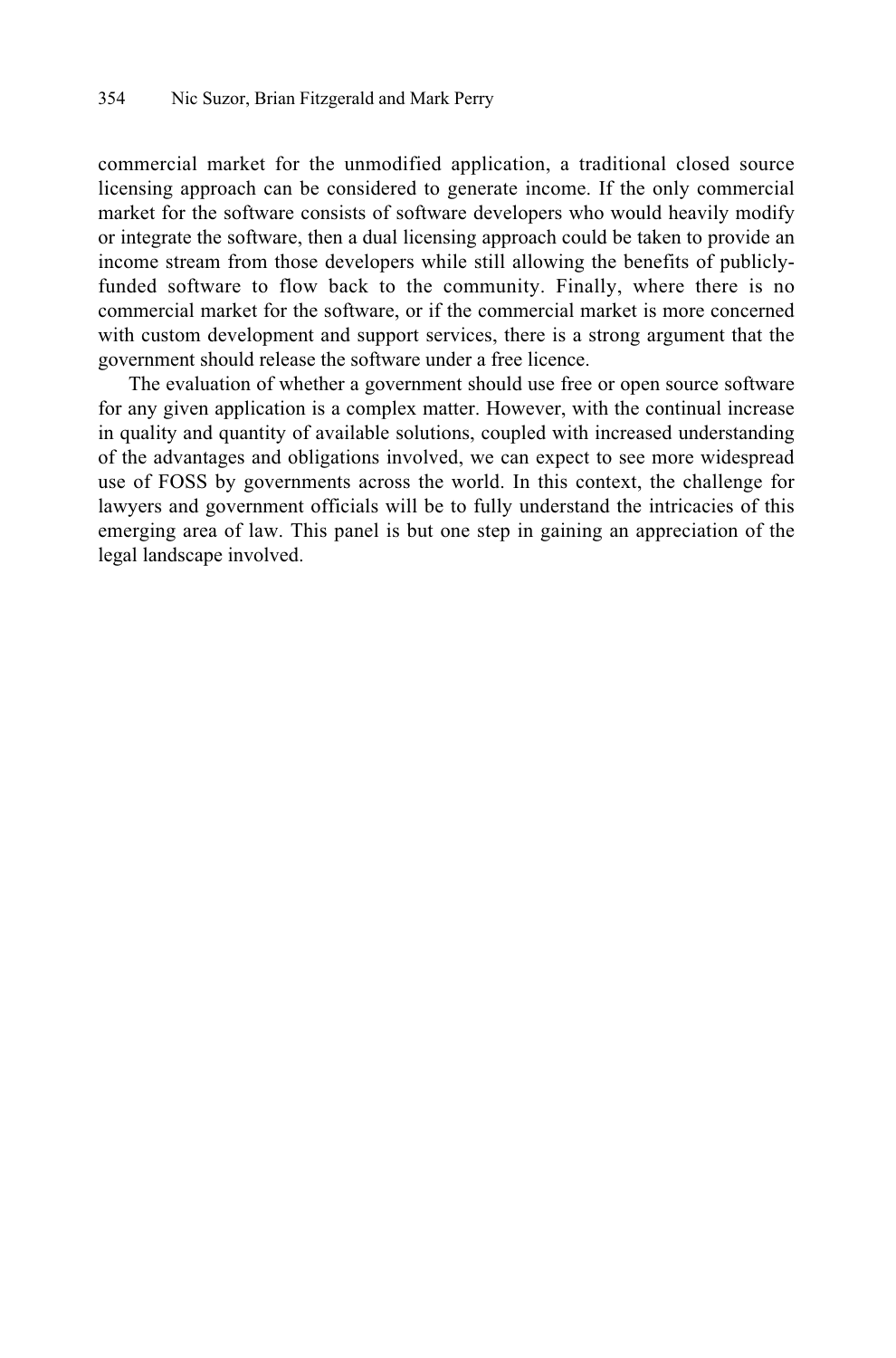commercial market for the unmodified application, a traditional closed source licensing approach can be considered to generate income. If the only commercial market for the software consists of software developers who would heavily modify or integrate the software, then a dual licensing approach could be taken to provide an income stream from those developers while still allowing the benefits of publicly-funded software to flow back to the community. Finally, where there is no commercial market for the software, or if the commercial market is more concerned with custom development and support services, there is a strong argument that the government should release the software under a free licence.

The evaluation of whether a government should use free or open source software for any given application is a complex matter. However, with the continual increase in quality and quantity of available solutions, coupled with increased understanding of the advantages and obligations involved, we can expect to see more widespread use of FOSS by governments across the world. In this context, the challenge for lawyers and government officials will be to fully understand the intricacies of this emerging area of law. This panel is but one step in gaining an appreciation of the legal landscape involved.